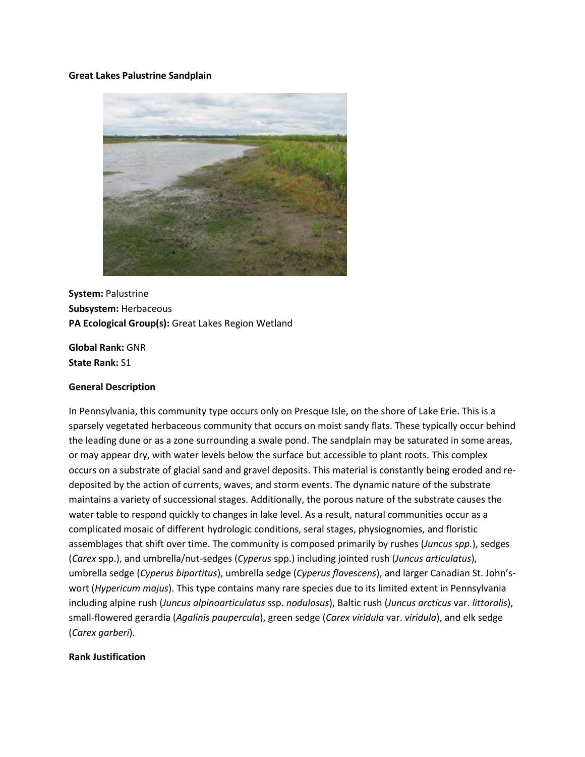**Great Lakes Palustrine Sandplain**

**System:** Palustrine
**Subsystem:** Herbaceous
**PA Ecological Group(s):** Great Lakes Region Wetland

**Global Rank:** GNR
**State Rank:** S1

**General Description**

In Pennsylvania, this community type occurs only on Presque Isle, on the shore of Lake Erie. This is a sparsely vegetated herbaceous community that occurs on moist sandy flats. These typically occur behind the leading dune or as a zone surrounding a swale pond. The sandplain may be saturated in some areas, or may appear dry, with water levels below the surface but accessible to plant roots. This complex occurs on a substrate of glacial sand and gravel deposits. This material is constantly being eroded and re-deposited by the action of currents, waves, and storm events. The dynamic nature of the substrate maintains a variety of successional stages. Additionally, the porous nature of the substrate causes the water table to respond quickly to changes in lake level. As a result, natural communities occur as a complicated mosaic of different hydrologic conditions, seral stages, physiognomies, and floristic assemblages that shift over time. The community is composed primarily by rushes (*Juncus spp.*), sedges (*Carex* spp.), and umbrella/nut-sedges (*Cyperus* spp.) including jointed rush (*Juncus articulatus*), umbrella sedge (*Cyperus bipartitus*), umbrella sedge (*Cyperus flavescens*), and larger Canadian St. John's-wort (*Hypericum majus*). This type contains many rare species due to its limited extent in Pennsylvania including alpine rush (*Juncus alpinoarticulatus* ssp. *nodulosus*), Baltic rush (*Juncus arcticus* var. *littoralis*), small-flowered gerardia (*Agalinis paupercula*), green sedge (*Carex viridula* var. *viridula*), and elk sedge (*Carex garberi*).

**Rank Justification**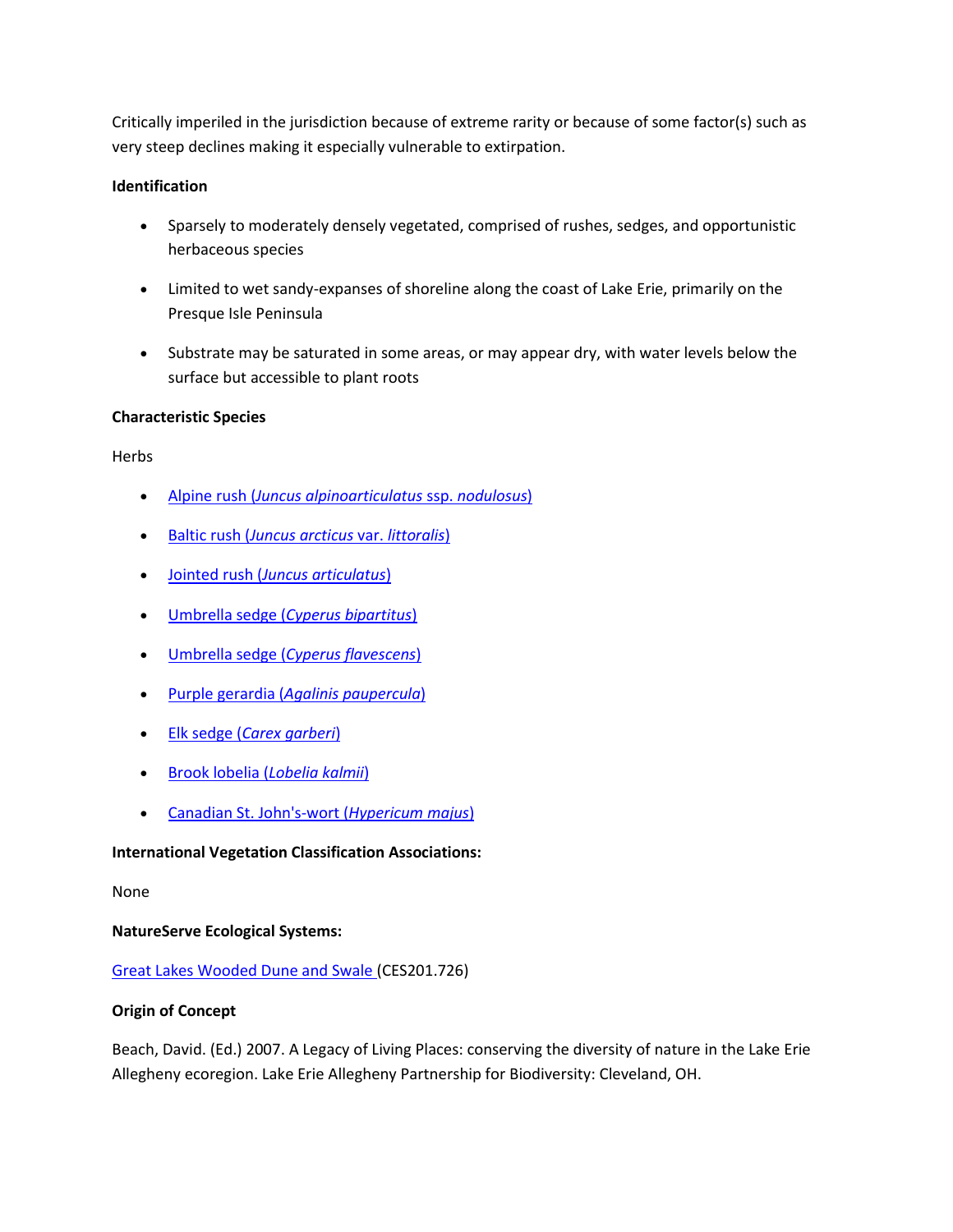Critically imperiled in the jurisdiction because of extreme rarity or because of some factor(s) such as very steep declines making it especially vulnerable to extirpation.

**Identification**

- Sparsely to moderately densely vegetated, comprised of rushes, sedges, and opportunistic herbaceous species
- Limited to wet sandy-expanses of shoreline along the coast of Lake Erie, primarily on the Presque Isle Peninsula
- Substrate may be saturated in some areas, or may appear dry, with water levels below the surface but accessible to plant roots

**Characteristic Species**

Herbs

- Alpine rush (*Juncus alpinoarticulatus* ssp. *nodulosus*)
- Baltic rush (*Juncus arcticus* var. *littoralis*)
- Jointed rush (*Juncus articulatus*)
- Umbrella sedge (*Cyperus bipartitus*)
- Umbrella sedge (*Cyperus flavescens*)
- Purple gerardia (*Agalinis paupercula*)
- Elk sedge (*Carex garberi*)
- Brook lobelia (*Lobelia kalmii*)
- Canadian St. John's-wort (*Hypericum majus*)

**International Vegetation Classification Associations:**

None

**NatureServe Ecological Systems:**

Great Lakes Wooded Dune and Swale (CES201.726)

**Origin of Concept**

Beach, David. (Ed.) 2007. A Legacy of Living Places: conserving the diversity of nature in the Lake Erie Allegheny ecoregion. Lake Erie Allegheny Partnership for Biodiversity: Cleveland, OH.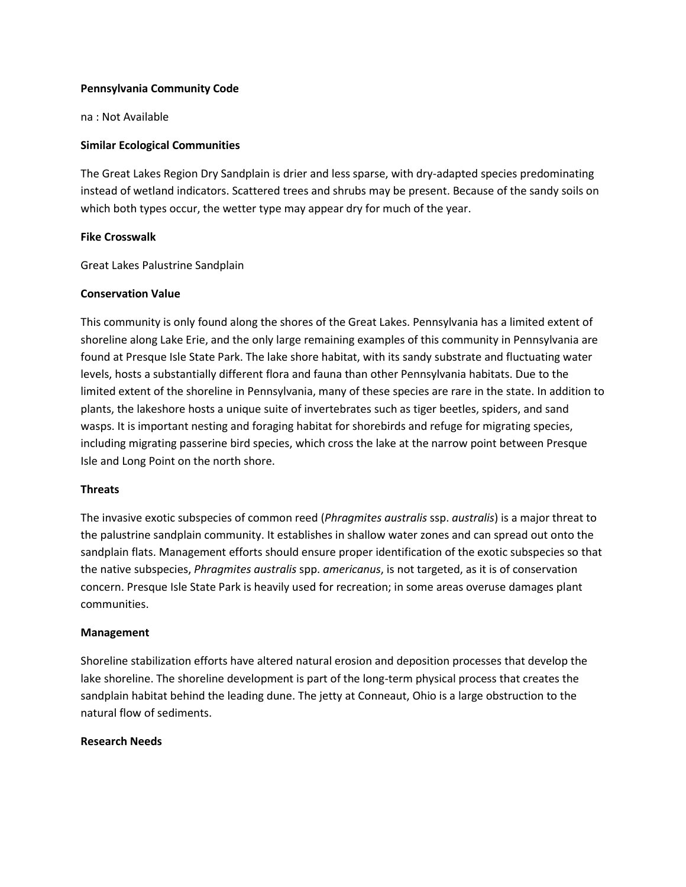**Pennsylvania Community Code**

na : Not Available

**Similar Ecological Communities**

The Great Lakes Region Dry Sandplain is drier and less sparse, with dry-adapted species predominating instead of wetland indicators. Scattered trees and shrubs may be present. Because of the sandy soils on which both types occur, the wetter type may appear dry for much of the year.

**Fike Crosswalk**

Great Lakes Palustrine Sandplain

**Conservation Value**

This community is only found along the shores of the Great Lakes. Pennsylvania has a limited extent of shoreline along Lake Erie, and the only large remaining examples of this community in Pennsylvania are found at Presque Isle State Park. The lake shore habitat, with its sandy substrate and fluctuating water levels, hosts a substantially different flora and fauna than other Pennsylvania habitats. Due to the limited extent of the shoreline in Pennsylvania, many of these species are rare in the state. In addition to plants, the lakeshore hosts a unique suite of invertebrates such as tiger beetles, spiders, and sand wasps. It is important nesting and foraging habitat for shorebirds and refuge for migrating species, including migrating passerine bird species, which cross the lake at the narrow point between Presque Isle and Long Point on the north shore.

**Threats**

The invasive exotic subspecies of common reed (*Phragmites australis* ssp. *australis*) is a major threat to the palustrine sandplain community. It establishes in shallow water zones and can spread out onto the sandplain flats. Management efforts should ensure proper identification of the exotic subspecies so that the native subspecies, *Phragmites australis* spp. *americanus*, is not targeted, as it is of conservation concern. Presque Isle State Park is heavily used for recreation; in some areas overuse damages plant communities.

**Management**

Shoreline stabilization efforts have altered natural erosion and deposition processes that develop the lake shoreline. The shoreline development is part of the long-term physical process that creates the sandplain habitat behind the leading dune. The jetty at Conneaut, Ohio is a large obstruction to the natural flow of sediments.

**Research Needs**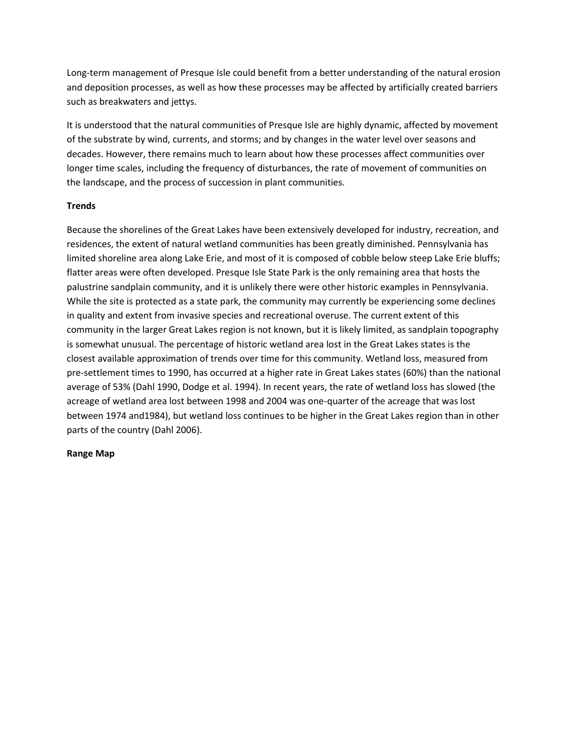Long-term management of Presque Isle could benefit from a better understanding of the natural erosion and deposition processes, as well as how these processes may be affected by artificially created barriers such as breakwaters and jettys.

It is understood that the natural communities of Presque Isle are highly dynamic, affected by movement of the substrate by wind, currents, and storms; and by changes in the water level over seasons and decades. However, there remains much to learn about how these processes affect communities over longer time scales, including the frequency of disturbances, the rate of movement of communities on the landscape, and the process of succession in plant communities.

**Trends**

Because the shorelines of the Great Lakes have been extensively developed for industry, recreation, and residences, the extent of natural wetland communities has been greatly diminished. Pennsylvania has limited shoreline area along Lake Erie, and most of it is composed of cobble below steep Lake Erie bluffs; flatter areas were often developed. Presque Isle State Park is the only remaining area that hosts the palustrine sandplain community, and it is unlikely there were other historic examples in Pennsylvania. While the site is protected as a state park, the community may currently be experiencing some declines in quality and extent from invasive species and recreational overuse. The current extent of this community in the larger Great Lakes region is not known, but it is likely limited, as sandplain topography is somewhat unusual. The percentage of historic wetland area lost in the Great Lakes states is the closest available approximation of trends over time for this community. Wetland loss, measured from pre-settlement times to 1990, has occurred at a higher rate in Great Lakes states (60%) than the national average of 53% (Dahl 1990, Dodge et al. 1994). In recent years, the rate of wetland loss has slowed (the acreage of wetland area lost between 1998 and 2004 was one-quarter of the acreage that was lost between 1974 and1984), but wetland loss continues to be higher in the Great Lakes region than in other parts of the country (Dahl 2006).

**Range Map**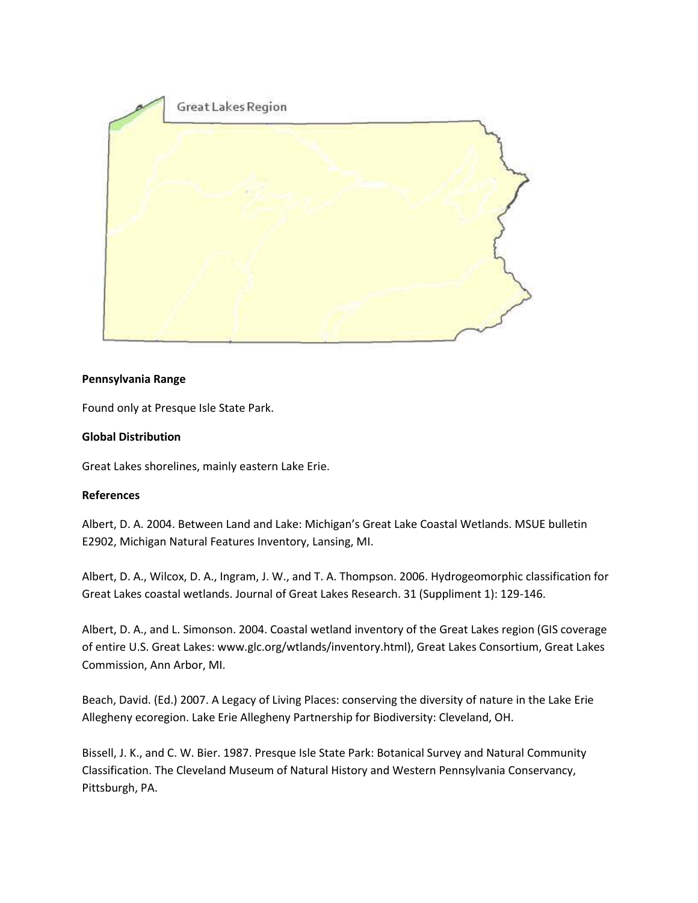Great Lakes Region

**Pennsylvania Range**

Found only at Presque Isle State Park.

**Global Distribution**

Great Lakes shorelines, mainly eastern Lake Erie.

**References**

Albert, D. A. 2004. Between Land and Lake: Michigan's Great Lake Coastal Wetlands. MSUE bulletin E2902, Michigan Natural Features Inventory, Lansing, MI.

Albert, D. A., Wilcox, D. A., Ingram, J. W., and T. A. Thompson. 2006. Hydrogeomorphic classification for Great Lakes coastal wetlands. Journal of Great Lakes Research. 31 (Suppliment 1): 129-146.

Albert, D. A., and L. Simonson. 2004. Coastal wetland inventory of the Great Lakes region (GIS coverage of entire U.S. Great Lakes: www.glc.org/wtlands/inventory.html), Great Lakes Consortium, Great Lakes Commission, Ann Arbor, MI.

Beach, David. (Ed.) 2007. A Legacy of Living Places: conserving the diversity of nature in the Lake Erie Allegheny ecoregion. Lake Erie Allegheny Partnership for Biodiversity: Cleveland, OH.

Bissell, J. K., and C. W. Bier. 1987. Presque Isle State Park: Botanical Survey and Natural Community Classification. The Cleveland Museum of Natural History and Western Pennsylvania Conservancy, Pittsburgh, PA.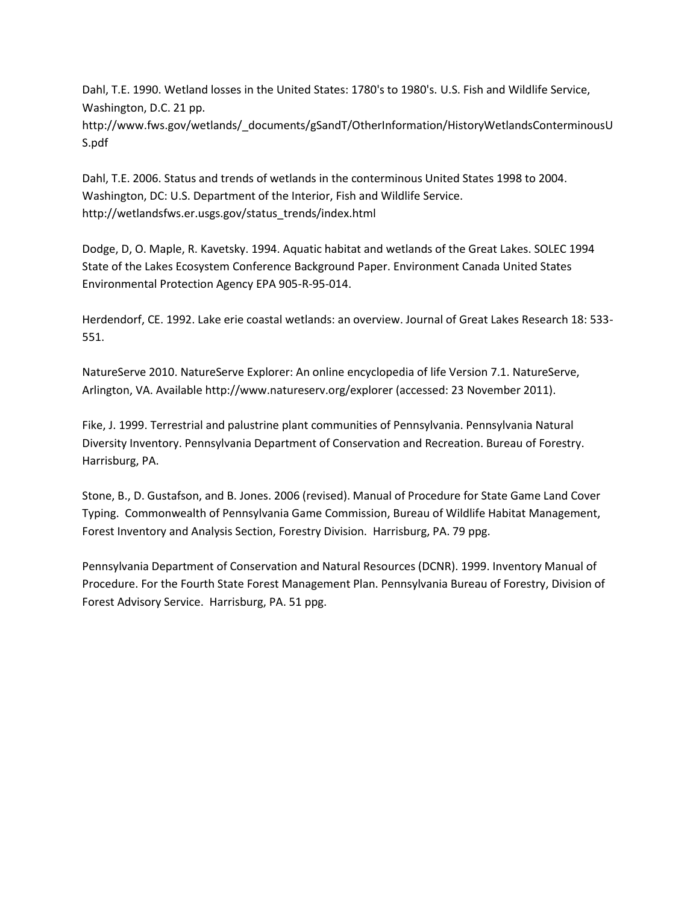Dahl, T.E. 1990. Wetland losses in the United States: 1780's to 1980's. U.S. Fish and Wildlife Service, Washington, D.C. 21 pp. http://www.fws.gov/wetlands/_documents/gSandT/OtherInformation/HistoryWetlandsConterminousUS.pdf

Dahl, T.E. 2006. Status and trends of wetlands in the conterminous United States 1998 to 2004. Washington, DC: U.S. Department of the Interior, Fish and Wildlife Service. http://wetlandsfws.er.usgs.gov/status_trends/index.html

Dodge, D, O. Maple, R. Kavetsky. 1994. Aquatic habitat and wetlands of the Great Lakes. SOLEC 1994 State of the Lakes Ecosystem Conference Background Paper. Environment Canada United States Environmental Protection Agency EPA 905-R-95-014.

Herdendorf, CE. 1992. Lake erie coastal wetlands: an overview. Journal of Great Lakes Research 18: 533-551.

NatureServe 2010. NatureServe Explorer: An online encyclopedia of life Version 7.1. NatureServe, Arlington, VA. Available http://www.natureserv.org/explorer (accessed: 23 November 2011).

Fike, J. 1999. Terrestrial and palustrine plant communities of Pennsylvania. Pennsylvania Natural Diversity Inventory. Pennsylvania Department of Conservation and Recreation. Bureau of Forestry. Harrisburg, PA.

Stone, B., D. Gustafson, and B. Jones. 2006 (revised). Manual of Procedure for State Game Land Cover Typing. Commonwealth of Pennsylvania Game Commission, Bureau of Wildlife Habitat Management, Forest Inventory and Analysis Section, Forestry Division. Harrisburg, PA. 79 ppg.

Pennsylvania Department of Conservation and Natural Resources (DCNR). 1999. Inventory Manual of Procedure. For the Fourth State Forest Management Plan. Pennsylvania Bureau of Forestry, Division of Forest Advisory Service. Harrisburg, PA. 51 ppg.